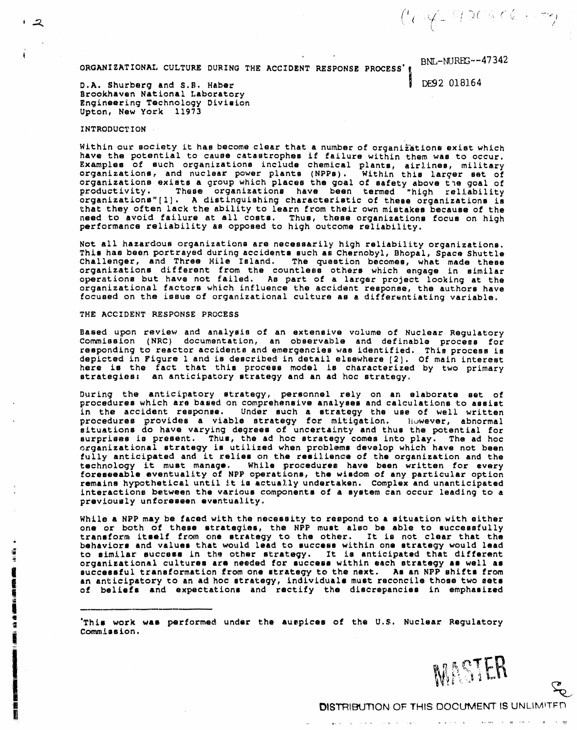BNL-NUREG--47342

DE92 018164

# ORGANIZATIONAL CULTURE DURING THE ACCIDENT RESPONSE PROCESS*

D.A. Shurberg and S.B. Haber
Brookhaven National Laboratory
Engineering Technology Division
Upton, New York 11973

## INTRODUCTION

Within our society it has become clear that a number of organizations exist which have the potential to cause catastrophes if failure within them was to occur. Examples of such organizations include chemical plants, airlines, military organizations, and nuclear power plants (NPPs). Within this larger set of organizations exists a group which places the goal of safety above the goal of productivity. These organizations have been termed "high reliability organizations"[1]. A distinguishing characteristic of these organizations is that they often lack the ability to learn from their own mistakes because of the need to avoid failure at all costs. Thus, these organizations focus on high performance reliability as opposed to high outcome reliability.

Not all hazardous organizations are necessarily high reliability organizations. This has been portrayed during accidents such as Chernobyl, Bhopal, Space Shuttle Challenger, and Three Mile Island. The question becomes, what made these organizations different from the countless others which engage in similar operations but have not failed. As part of a larger project looking at the organizational factors which influence the accident response, the authors have focused on the issue of organizational culture as a differentiating variable.

## THE ACCIDENT RESPONSE PROCESS

Based upon review and analysis of an extensive volume of Nuclear Regulatory Commission (NRC) documentation, an observable and definable process for responding to reactor accidents and emergencies was identified. This process is depicted in Figure 1 and is described in detail elsewhere [2]. Of main interest here is the fact that this process model is characterized by two primary strategies: an anticipatory strategy and an ad hoc strategy.

During the anticipatory strategy, personnel rely on an elaborate set of procedures which are based on comprehensive analyses and calculations to assist in the accident response. Under such a strategy the use of well written procedures provides a viable strategy for mitigation. However, abnormal situations do have varying degrees of uncertainty and thus the potential for surprises is present. Thus, the ad hoc strategy comes into play. The ad hoc organizational strategy is utilized when problems develop which have not been fully anticipated and it relies on the resilience of the organization and the technology it must manage. While procedures have been written for every foreseeable eventuality of NPP operations, the wisdom of any particular option remains hypothetical until it is actually undertaken. Complex and unanticipated interactions between the various components of a system can occur leading to a previously unforeseen eventuality.

While a NPP may be faced with the necessity to respond to a situation with either one or both of these strategies, the NPP must also be able to successfully transform itself from one strategy to the other. It is not clear that the behaviors and values that would lead to success within one strategy would lead to similar success in the other strategy. It is anticipated that different organizational cultures are needed for success within each strategy as well as successful transformation from one strategy to the next. As an NPP shifts from an anticipatory to an ad hoc strategy, individuals must reconcile those two sets of beliefs and expectations and rectify the discrepancies in emphasized

---

*This work was performed under the auspices of the U.S. Nuclear Regulatory Commission.

MASTER

DISTRIBUTION OF THIS DOCUMENT IS UNLIMITED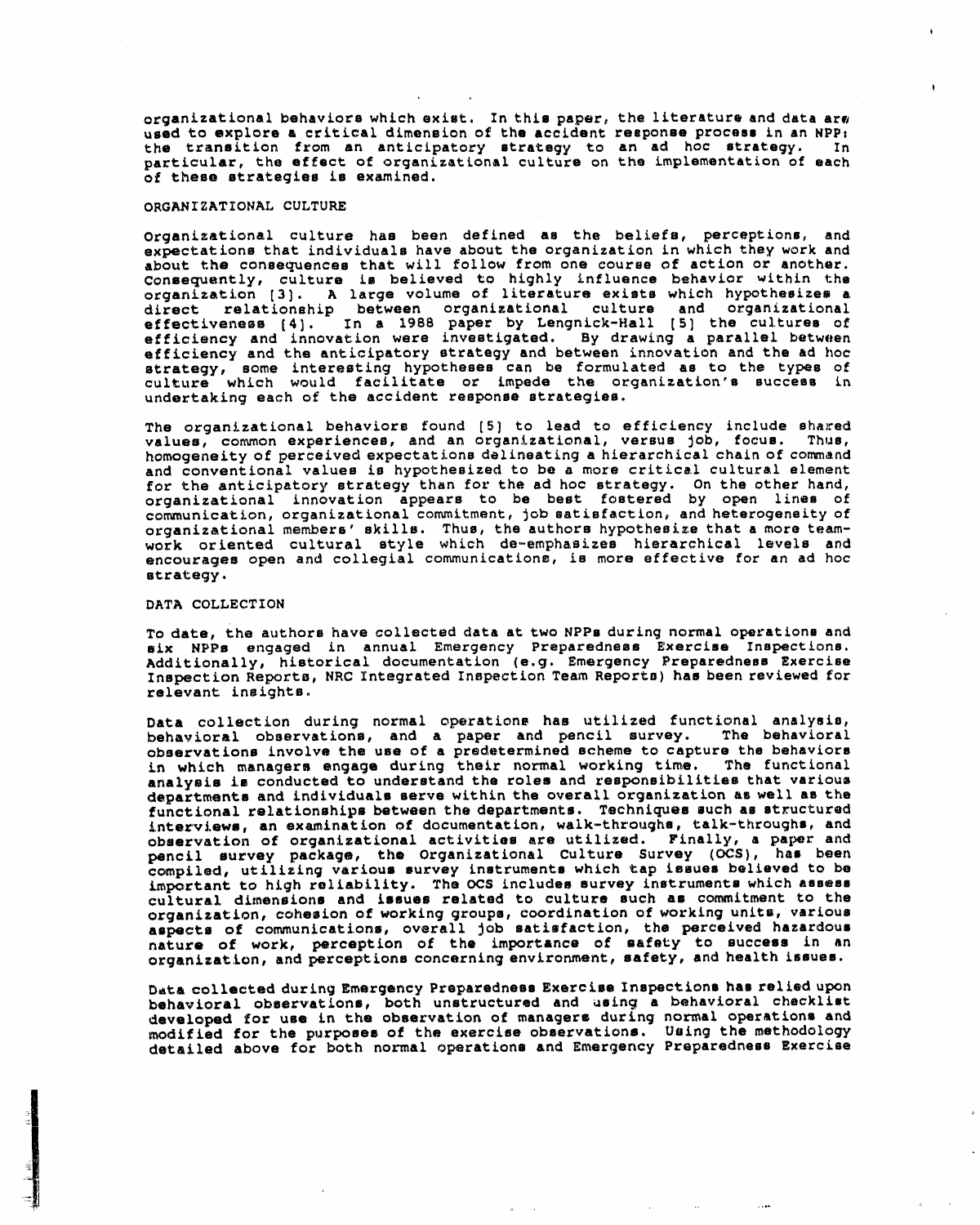organizational behaviors which exist. In this paper, the literature and data are used to explore a critical dimension of the accident response process in an NPP: the transition from an anticipatory strategy to an ad hoc strategy. In particular, the effect of organizational culture on the implementation of each of these strategies is examined.

## ORGANIZATIONAL CULTURE

Organizational culture has been defined as the beliefs, perceptions, and expectations that individuals have about the organization in which they work and about the consequences that will follow from one course of action or another. Consequently, culture is believed to highly influence behavior within the organization [3]. A large volume of literature exists which hypothesizes a direct relationship between organizational culture and organizational effectiveness [4]. In a 1988 paper by Lengnick-Hall [5] the cultures of efficiency and innovation were investigated. By drawing a parallel between efficiency and the anticipatory strategy and between innovation and the ad hoc strategy, some interesting hypotheses can be formulated as to the types of culture which would facilitate or impede the organization's success in undertaking each of the accident response strategies.

The organizational behaviors found [5] to lead to efficiency include shared values, common experiences, and an organizational, versus job, focus. Thus, homogeneity of perceived expectations delineating a hierarchical chain of command and conventional values is hypothesized to be a more critical cultural element for the anticipatory strategy than for the ad hoc strategy. On the other hand, organizational innovation appears to be best fostered by open lines of communication, organizational commitment, job satisfaction, and heterogeneity of organizational members' skills. Thus, the authors hypothesize that a more team-work oriented cultural style which de-emphasizes hierarchical levels and encourages open and collegial communications, is more effective for an ad hoc strategy.

## DATA COLLECTION

To date, the authors have collected data at two NPPs during normal operations and six NPPs engaged in annual Emergency Preparedness Exercise Inspections. Additionally, historical documentation (e.g. Emergency Preparedness Exercise Inspection Reports, NRC Integrated Inspection Team Reports) has been reviewed for relevant insights.

Data collection during normal operations has utilized functional analysis, behavioral observations, and a paper and pencil survey. The behavioral observations involve the use of a predetermined scheme to capture the behaviors in which managers engage during their normal working time. The functional analysis is conducted to understand the roles and responsibilities that various departments and individuals serve within the overall organization as well as the functional relationships between the departments. Techniques such as structured interviews, an examination of documentation, walk-throughs, talk-throughs, and observation of organizational activities are utilized. Finally, a paper and pencil survey package, the Organizational Culture Survey (OCS), has been compiled, utilizing various survey instruments which tap issues believed to be important to high reliability. The OCS includes survey instruments which assess cultural dimensions and issues related to culture such as commitment to the organization, cohesion of working groups, coordination of working units, various aspects of communications, overall job satisfaction, the perceived hazardous nature of work, perception of the importance of safety to success in an organization, and perceptions concerning environment, safety, and health issues.

Data collected during Emergency Preparedness Exercise Inspections has relied upon behavioral observations, both unstructured and using a behavioral checklist developed for use in the observation of managers during normal operations and modified for the purposes of the exercise observations. Using the methodology detailed above for both normal operations and Emergency Preparedness Exercise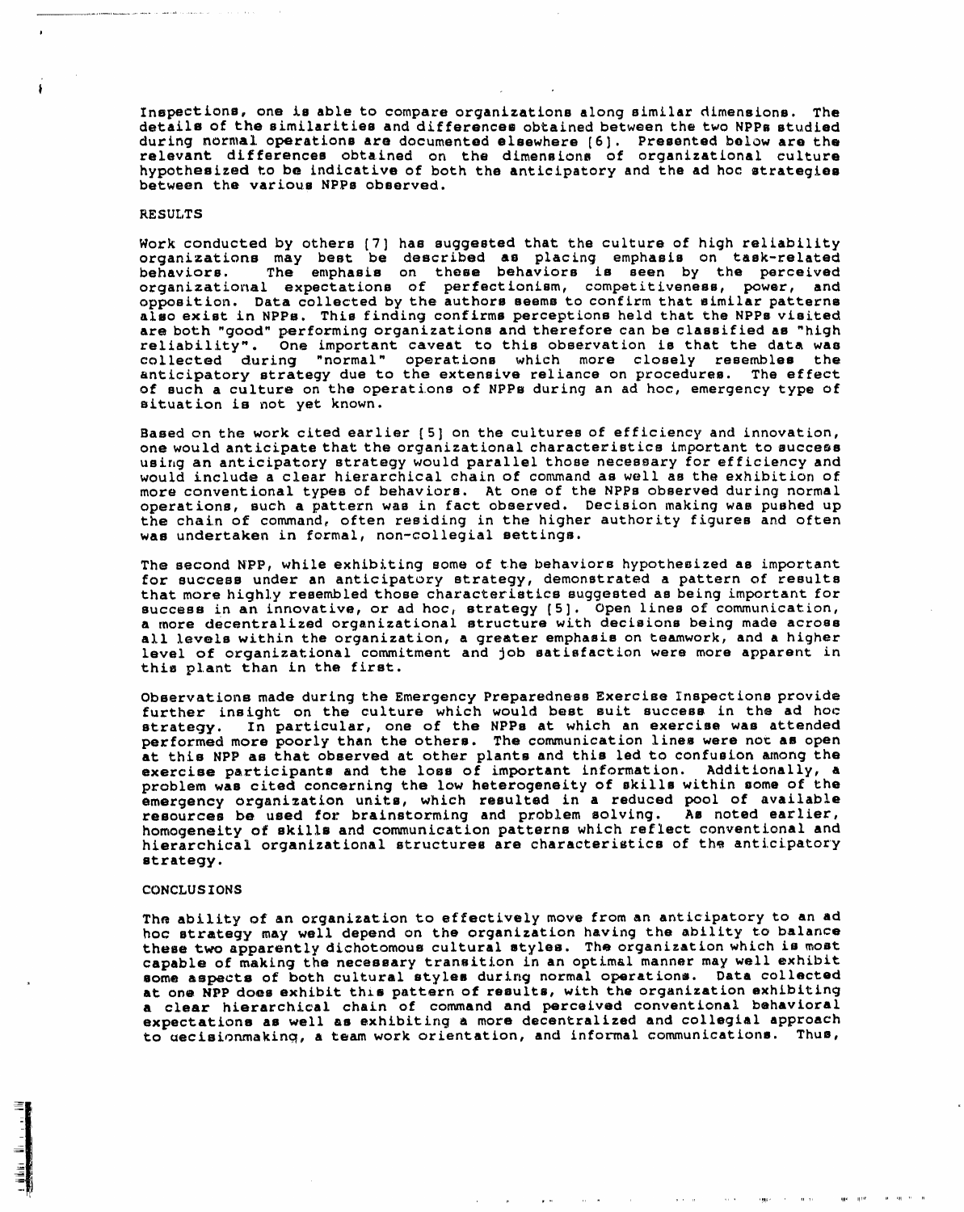Inspections, one is able to compare organizations along similar dimensions. The details of the similarities and differences obtained between the two NPPs studied during normal operations are documented elsewhere [6]. Presented below are the relevant differences obtained on the dimensions of organizational culture hypothesized to be indicative of both the anticipatory and the ad hoc strategies between the various NPPs observed.

## RESULTS

Work conducted by others [7] has suggested that the culture of high reliability organizations may best be described as placing emphasis on task-related behaviors. The emphasis on these behaviors is seen by the perceived organizational expectations of perfectionism, competitiveness, power, and opposition. Data collected by the authors seems to confirm that similar patterns also exist in NPPs. This finding confirms perceptions held that the NPPs visited are both "good" performing organizations and therefore can be classified as "high reliability". One important caveat to this observation is that the data was collected during "normal" operations which more closely resembles the anticipatory strategy due to the extensive reliance on procedures. The effect of such a culture on the operations of NPPs during an ad hoc, emergency type of situation is not yet known.

Based on the work cited earlier [5] on the cultures of efficiency and innovation, one would anticipate that the organizational characteristics important to success using an anticipatory strategy would parallel those necessary for efficiency and would include a clear hierarchical chain of command as well as the exhibition of more conventional types of behaviors. At one of the NPPs observed during normal operations, such a pattern was in fact observed. Decision making was pushed up the chain of command, often residing in the higher authority figures and often was undertaken in formal, non-collegial settings.

The second NPP, while exhibiting some of the behaviors hypothesized as important for success under an anticipatory strategy, demonstrated a pattern of results that more highly resembled those characteristics suggested as being important for success in an innovative, or ad hoc, strategy [5]. Open lines of communication, a more decentralized organizational structure with decisions being made across all levels within the organization, a greater emphasis on teamwork, and a higher level of organizational commitment and job satisfaction were more apparent in this plant than in the first.

Observations made during the Emergency Preparedness Exercise Inspections provide further insight on the culture which would best suit success in the ad hoc strategy. In particular, one of the NPPs at which an exercise was attended performed more poorly than the others. The communication lines were not as open at this NPP as that observed at other plants and this led to confusion among the exercise participants and the loss of important information. Additionally, a problem was cited concerning the low heterogeneity of skills within some of the emergency organization units, which resulted in a reduced pool of available resources be used for brainstorming and problem solving. As noted earlier, homogeneity of skills and communication patterns which reflect conventional and hierarchical organizational structures are characteristics of the anticipatory strategy.

## CONCLUSIONS

The ability of an organization to effectively move from an anticipatory to an ad hoc strategy may well depend on the organization having the ability to balance these two apparently dichotomous cultural styles. The organization which is most capable of making the necessary transition in an optimal manner may well exhibit some aspects of both cultural styles during normal operations. Data collected at one NPP does exhibit this pattern of results, with the organization exhibiting a clear hierarchical chain of command and perceived conventional behavioral expectations as well as exhibiting a more decentralized and collegial approach to decisionmaking, a team work orientation, and informal communications. Thus,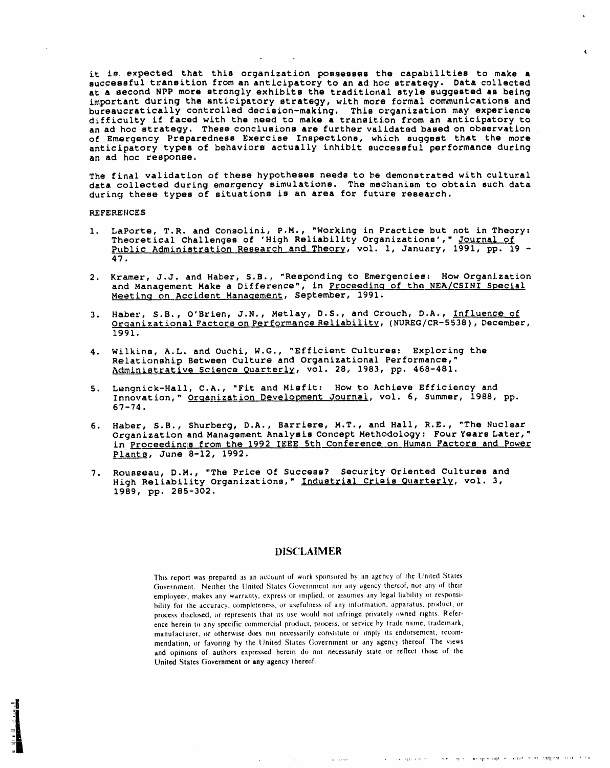it is expected that this organization possesses the capabilities to make a successful transition from an anticipatory to an ad hoc strategy. Data collected at a second NPP more strongly exhibits the traditional style suggested as being important during the anticipatory strategy, with more formal communications and bureaucratically controlled decision-making. This organization may experience difficulty if faced with the need to make a transition from an anticipatory to an ad hoc strategy. These conclusions are further validated based on observation of Emergency Preparedness Exercise Inspections, which suggest that the more anticipatory types of behaviors actually inhibit successful performance during an ad hoc response.

The final validation of these hypotheses needs to be demonstrated with cultural data collected during emergency simulations. The mechanism to obtain such data during these types of situations is an area for future research.

REFERENCES

1. LaPorte, T.R. and Consolini, P.M., "Working in Practice but not in Theory: Theoretical Challenges of 'High Reliability Organizations'," Journal of Public Administration Research and Theory, vol. 1, January, 1991, pp. 19 - 47.

2. Kramer, J.J. and Haber, S.B., "Responding to Emergencies: How Organization and Management Make a Difference", in Proceeding of the NEA/CSINI Special Meeting on Accident Management, September, 1991.

3. Haber, S.B., O'Brien, J.N., Metlay, D.S., and Crouch, D.A., Influence of Organizational Factors on Performance Reliability, (NUREG/CR-5538), December, 1991.

4. Wilkins, A.L. and Ouchi, W.G., "Efficient Cultures: Exploring the Relationship Between Culture and Organizational Performance," Administrative Science Quarterly, vol. 28, 1983, pp. 468-481.

5. Lengnick-Hall, C.A., "Fit and Misfit: How to Achieve Efficiency and Innovation," Organization Development Journal, vol. 6, Summer, 1988, pp. 67-74.

6. Haber, S.B., Shurberg, D.A., Barriere, M.T., and Hall, R.E., "The Nuclear Organization and Management Analysis Concept Methodology: Four Years Later," in Proceedings from the 1992 IEEE 5th Conference on Human Factors and Power Plants, June 8-12, 1992.

7. Rousseau, D.M., "The Price Of Success? Security Oriented Cultures and High Reliability Organizations," Industrial Crisis Quarterly, vol. 3, 1989, pp. 285-302.

## DISCLAIMER

This report was prepared as an account of work sponsored by an agency of the United States Government. Neither the United States Government nor any agency thereof, nor any of their employees, makes any warranty, express or implied, or assumes any legal liability or responsibility for the accuracy, completeness, or usefulness of any information, apparatus, product, or process disclosed, or represents that its use would not infringe privately owned rights. Reference herein to any specific commercial product, process, or service by trade name, trademark, manufacturer, or otherwise does not necessarily constitute or imply its endorsement, recommendation, or favoring by the United States Government or any agency thereof. The views and opinions of authors expressed herein do not necessarily state or reflect those of the United States Government or any agency thereof.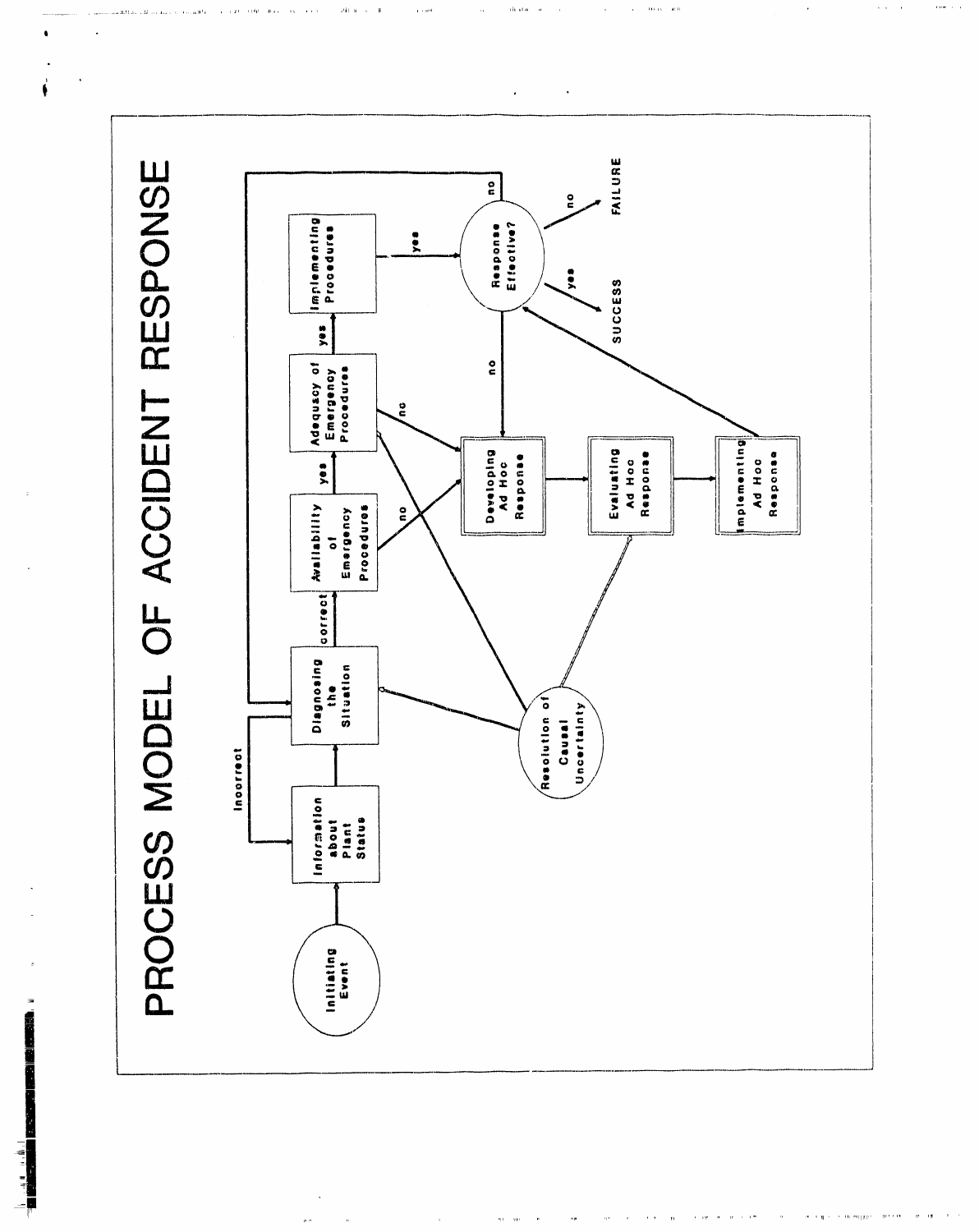# PROCESS MODEL OF ACCIDENT RESPONSE

Initiating Event

Information about Plant Status

Incorrect

Diagnosing the Situation

correct

Availability of Emergency Procedures

yes

no

Adequacy of Emergency Procedures

yes

no

Implementing Procedures

yes

Response Effective?

yes

SUCCESS

no

FAILURE

no

no

Developing Ad Hoc Response

Evaluating Ad Hoc Response

Implementing Ad Hoc Response

Resolution of Causal Uncertainty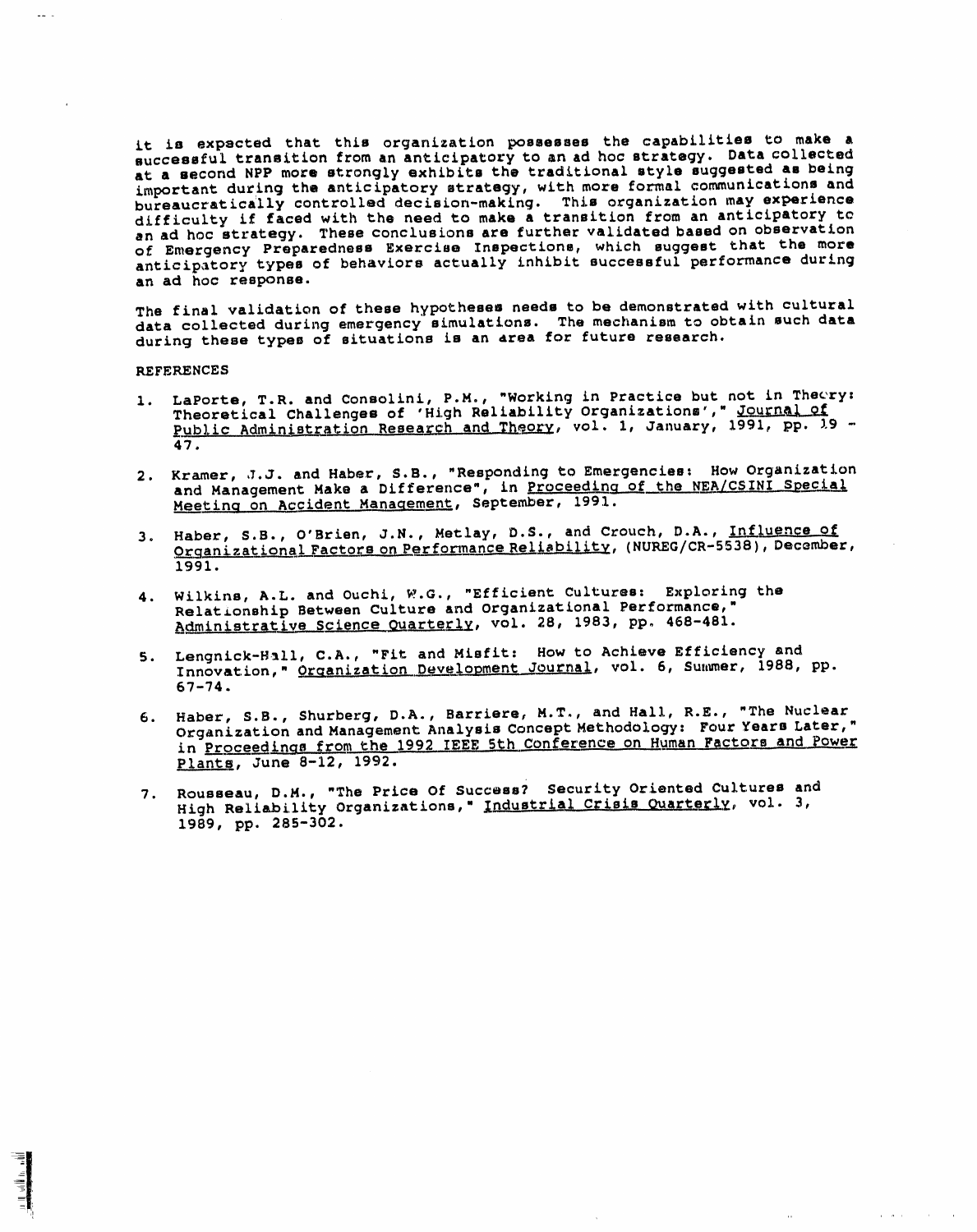it is expected that this organization possesses the capabilities to make a successful transition from an anticipatory to an ad hoc strategy. Data collected at a second NPP more strongly exhibits the traditional style suggested as being important during the anticipatory strategy, with more formal communications and bureaucratically controlled decision-making. This organization may experience difficulty if faced with the need to make a transition from an anticipatory to an ad hoc strategy. These conclusions are further validated based on observation of Emergency Preparedness Exercise Inspections, which suggest that the more anticipatory types of behaviors actually inhibit successful performance during an ad hoc response.

The final validation of these hypotheses needs to be demonstrated with cultural data collected during emergency simulations. The mechanism to obtain such data during these types of situations is an area for future research.

REFERENCES

1. LaPorte, T.R. and Consolini, P.M., "Working in Practice but not in Theory: Theoretical Challenges of 'High Reliability Organizations'," Journal of Public Administration Research and Theory, vol. 1, January, 1991, pp. 19 - 47.

2. Kramer, J.J. and Haber, S.B., "Responding to Emergencies: How Organization and Management Make a Difference", in Proceeding of the NEA/CSINI Special Meeting on Accident Management, September, 1991.

3. Haber, S.B., O'Brien, J.N., Metlay, D.S., and Crouch, D.A., Influence of Organizational Factors on Performance Reliability, (NUREG/CR-5538), December, 1991.

4. Wilkins, A.L. and Ouchi, W.G., "Efficient Cultures: Exploring the Relationship Between Culture and Organizational Performance," Administrative Science Quarterly, vol. 28, 1983, pp. 468-481.

5. Lengnick-Hall, C.A., "Fit and Misfit: How to Achieve Efficiency and Innovation," Organization Development Journal, vol. 6, Summer, 1988, pp. 67-74.

6. Haber, S.B., Shurberg, D.A., Barriere, M.T., and Hall, R.E., "The Nuclear Organization and Management Analysis Concept Methodology: Four Years Later," in Proceedings from the 1992 IEEE 5th Conference on Human Factors and Power Plants, June 8-12, 1992.

7. Rousseau, D.M., "The Price Of Success? Security Oriented Cultures and High Reliability Organizations," Industrial Crisis Quarterly, vol. 3, 1989, pp. 285-302.